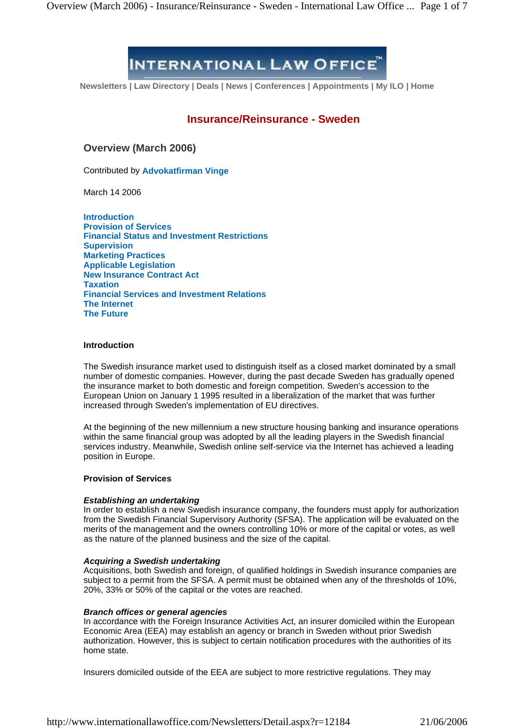INTERNATIONAL LAW OFFICE™

Newsletters | Law Directory | Deals | News | Conferences | Appointments | My ILO | Home

# Insurance/Reinsurance - Sweden

## Overview (March 2006)

Contributed by **Advokatfirman Vinge**

March 14 2006

**Introduction**
**Provision of Services**
**Financial Status and Investment Restrictions**
**Supervision**
**Marketing Practices**
**Applicable Legislation**
**New Insurance Contract Act**
**Taxation**
**Financial Services and Investment Relations**
**The Internet**
**The Future**

### Introduction

The Swedish insurance market used to distinguish itself as a closed market dominated by a small number of domestic companies. However, during the past decade Sweden has gradually opened the insurance market to both domestic and foreign competition. Sweden's accession to the European Union on January 1 1995 resulted in a liberalization of the market that was further increased through Sweden's implementation of EU directives.

At the beginning of the new millennium a new structure housing banking and insurance operations within the same financial group was adopted by all the leading players in the Swedish financial services industry. Meanwhile, Swedish online self-service via the Internet has achieved a leading position in Europe.

### Provision of Services

***Establishing an undertaking***
In order to establish a new Swedish insurance company, the founders must apply for authorization from the Swedish Financial Supervisory Authority (SFSA). The application will be evaluated on the merits of the management and the owners controlling 10% or more of the capital or votes, as well as the nature of the planned business and the size of the capital.

***Acquiring a Swedish undertaking***
Acquisitions, both Swedish and foreign, of qualified holdings in Swedish insurance companies are subject to a permit from the SFSA. A permit must be obtained when any of the thresholds of 10%, 20%, 33% or 50% of the capital or the votes are reached.

***Branch offices or general agencies***
In accordance with the Foreign Insurance Activities Act, an insurer domiciled within the European Economic Area (EEA) may establish an agency or branch in Sweden without prior Swedish authorization. However, this is subject to certain notification procedures with the authorities of its home state.

Insurers domiciled outside of the EEA are subject to more restrictive regulations. They may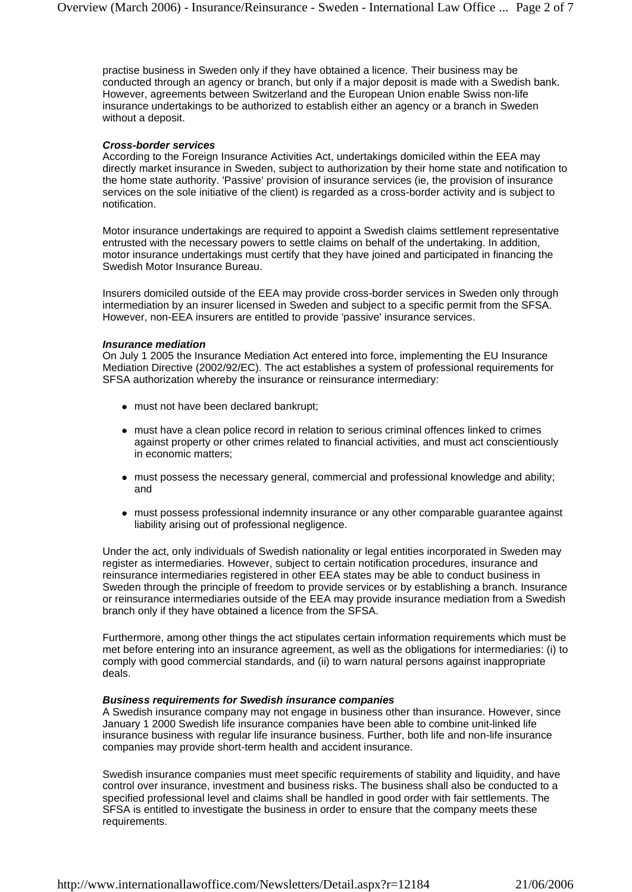practise business in Sweden only if they have obtained a licence. Their business may be conducted through an agency or branch, but only if a major deposit is made with a Swedish bank. However, agreements between Switzerland and the European Union enable Swiss non-life insurance undertakings to be authorized to establish either an agency or a branch in Sweden without a deposit.

***Cross-border services***

According to the Foreign Insurance Activities Act, undertakings domiciled within the EEA may directly market insurance in Sweden, subject to authorization by their home state and notification to the home state authority. 'Passive' provision of insurance services (ie, the provision of insurance services on the sole initiative of the client) is regarded as a cross-border activity and is subject to notification.

Motor insurance undertakings are required to appoint a Swedish claims settlement representative entrusted with the necessary powers to settle claims on behalf of the undertaking. In addition, motor insurance undertakings must certify that they have joined and participated in financing the Swedish Motor Insurance Bureau.

Insurers domiciled outside of the EEA may provide cross-border services in Sweden only through intermediation by an insurer licensed in Sweden and subject to a specific permit from the SFSA. However, non-EEA insurers are entitled to provide 'passive' insurance services.

***Insurance mediation***

On July 1 2005 the Insurance Mediation Act entered into force, implementing the EU Insurance Mediation Directive (2002/92/EC). The act establishes a system of professional requirements for SFSA authorization whereby the insurance or reinsurance intermediary:

- must not have been declared bankrupt;
- must have a clean police record in relation to serious criminal offences linked to crimes against property or other crimes related to financial activities, and must act conscientiously in economic matters;
- must possess the necessary general, commercial and professional knowledge and ability; and
- must possess professional indemnity insurance or any other comparable guarantee against liability arising out of professional negligence.

Under the act, only individuals of Swedish nationality or legal entities incorporated in Sweden may register as intermediaries. However, subject to certain notification procedures, insurance and reinsurance intermediaries registered in other EEA states may be able to conduct business in Sweden through the principle of freedom to provide services or by establishing a branch. Insurance or reinsurance intermediaries outside of the EEA may provide insurance mediation from a Swedish branch only if they have obtained a licence from the SFSA.

Furthermore, among other things the act stipulates certain information requirements which must be met before entering into an insurance agreement, as well as the obligations for intermediaries: (i) to comply with good commercial standards, and (ii) to warn natural persons against inappropriate deals.

***Business requirements for Swedish insurance companies***

A Swedish insurance company may not engage in business other than insurance. However, since January 1 2000 Swedish life insurance companies have been able to combine unit-linked life insurance business with regular life insurance business. Further, both life and non-life insurance companies may provide short-term health and accident insurance.

Swedish insurance companies must meet specific requirements of stability and liquidity, and have control over insurance, investment and business risks. The business shall also be conducted to a specified professional level and claims shall be handled in good order with fair settlements. The SFSA is entitled to investigate the business in order to ensure that the company meets these requirements.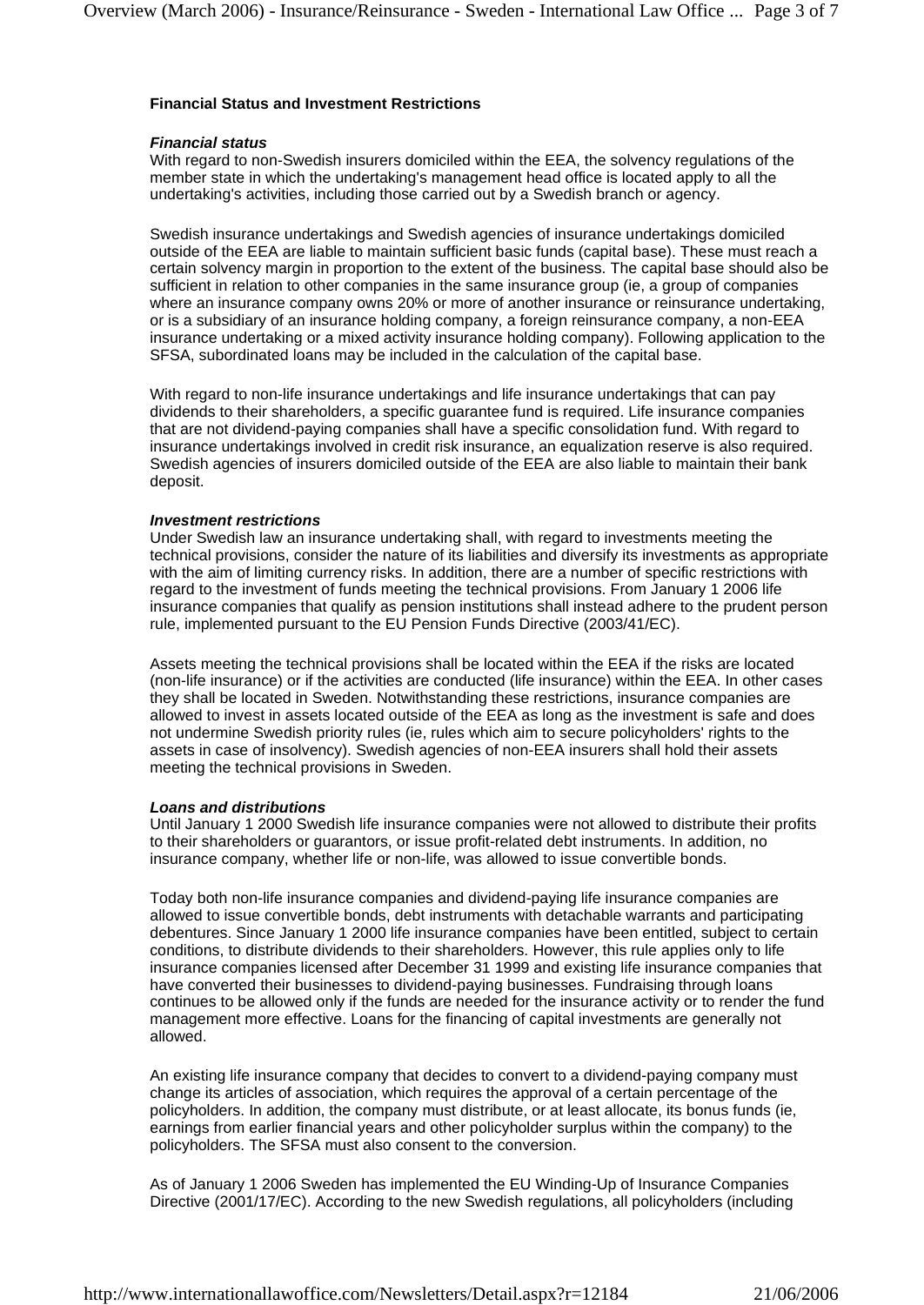**Financial Status and Investment Restrictions**

***Financial status***

With regard to non-Swedish insurers domiciled within the EEA, the solvency regulations of the member state in which the undertaking's management head office is located apply to all the undertaking's activities, including those carried out by a Swedish branch or agency.

Swedish insurance undertakings and Swedish agencies of insurance undertakings domiciled outside of the EEA are liable to maintain sufficient basic funds (capital base). These must reach a certain solvency margin in proportion to the extent of the business. The capital base should also be sufficient in relation to other companies in the same insurance group (ie, a group of companies where an insurance company owns 20% or more of another insurance or reinsurance undertaking, or is a subsidiary of an insurance holding company, a foreign reinsurance company, a non-EEA insurance undertaking or a mixed activity insurance holding company). Following application to the SFSA, subordinated loans may be included in the calculation of the capital base.

With regard to non-life insurance undertakings and life insurance undertakings that can pay dividends to their shareholders, a specific guarantee fund is required. Life insurance companies that are not dividend-paying companies shall have a specific consolidation fund. With regard to insurance undertakings involved in credit risk insurance, an equalization reserve is also required. Swedish agencies of insurers domiciled outside of the EEA are also liable to maintain their bank deposit.

***Investment restrictions***

Under Swedish law an insurance undertaking shall, with regard to investments meeting the technical provisions, consider the nature of its liabilities and diversify its investments as appropriate with the aim of limiting currency risks. In addition, there are a number of specific restrictions with regard to the investment of funds meeting the technical provisions. From January 1 2006 life insurance companies that qualify as pension institutions shall instead adhere to the prudent person rule, implemented pursuant to the EU Pension Funds Directive (2003/41/EC).

Assets meeting the technical provisions shall be located within the EEA if the risks are located (non-life insurance) or if the activities are conducted (life insurance) within the EEA. In other cases they shall be located in Sweden. Notwithstanding these restrictions, insurance companies are allowed to invest in assets located outside of the EEA as long as the investment is safe and does not undermine Swedish priority rules (ie, rules which aim to secure policyholders' rights to the assets in case of insolvency). Swedish agencies of non-EEA insurers shall hold their assets meeting the technical provisions in Sweden.

***Loans and distributions***

Until January 1 2000 Swedish life insurance companies were not allowed to distribute their profits to their shareholders or guarantors, or issue profit-related debt instruments. In addition, no insurance company, whether life or non-life, was allowed to issue convertible bonds.

Today both non-life insurance companies and dividend-paying life insurance companies are allowed to issue convertible bonds, debt instruments with detachable warrants and participating debentures. Since January 1 2000 life insurance companies have been entitled, subject to certain conditions, to distribute dividends to their shareholders. However, this rule applies only to life insurance companies licensed after December 31 1999 and existing life insurance companies that have converted their businesses to dividend-paying businesses. Fundraising through loans continues to be allowed only if the funds are needed for the insurance activity or to render the fund management more effective. Loans for the financing of capital investments are generally not allowed.

An existing life insurance company that decides to convert to a dividend-paying company must change its articles of association, which requires the approval of a certain percentage of the policyholders. In addition, the company must distribute, or at least allocate, its bonus funds (ie, earnings from earlier financial years and other policyholder surplus within the company) to the policyholders. The SFSA must also consent to the conversion.

As of January 1 2006 Sweden has implemented the EU Winding-Up of Insurance Companies Directive (2001/17/EC). According to the new Swedish regulations, all policyholders (including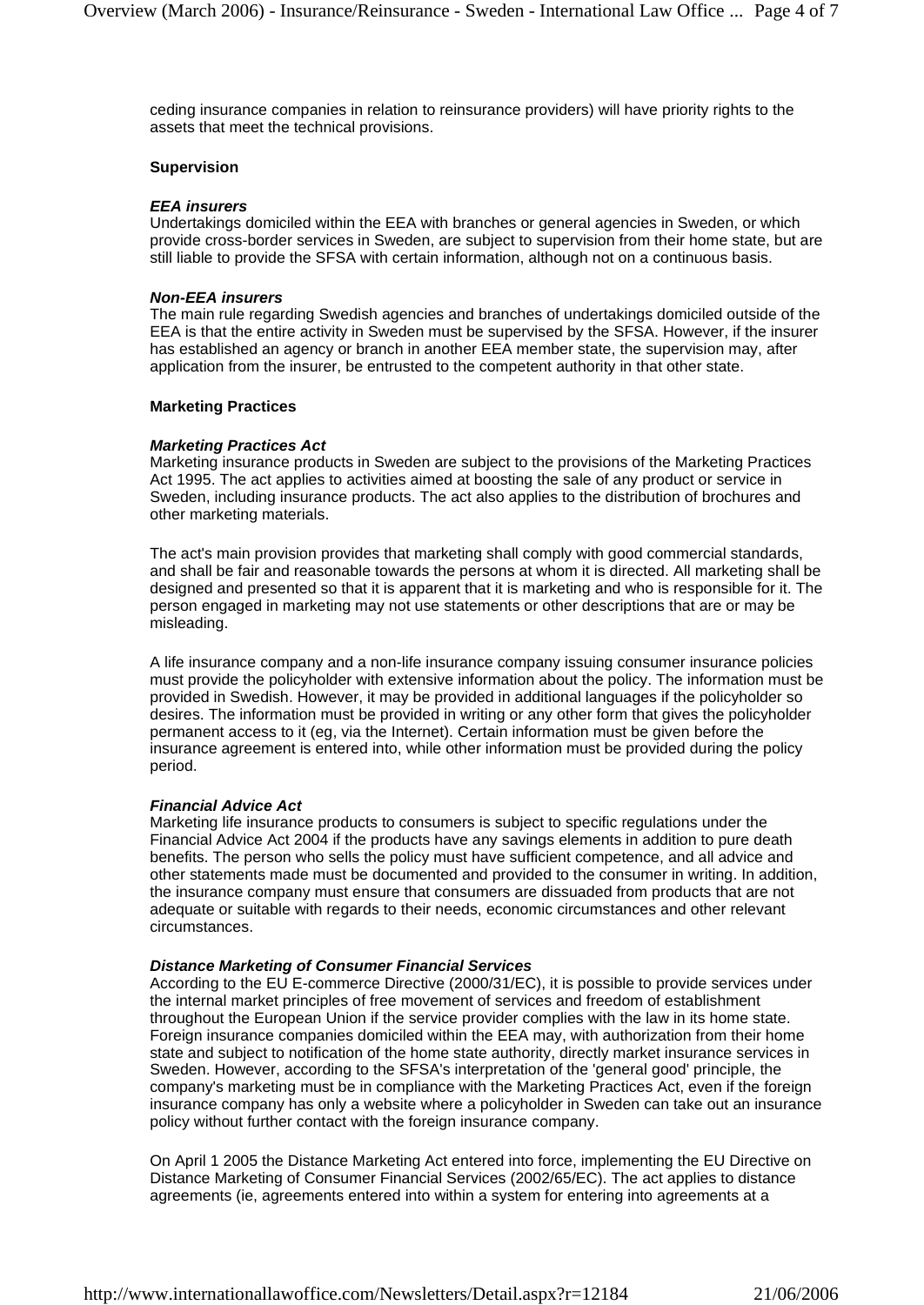ceding insurance companies in relation to reinsurance providers) will have priority rights to the assets that meet the technical provisions.

### Supervision

#### *EEA insurers*

Undertakings domiciled within the EEA with branches or general agencies in Sweden, or which provide cross-border services in Sweden, are subject to supervision from their home state, but are still liable to provide the SFSA with certain information, although not on a continuous basis.

#### *Non-EEA insurers*

The main rule regarding Swedish agencies and branches of undertakings domiciled outside of the EEA is that the entire activity in Sweden must be supervised by the SFSA. However, if the insurer has established an agency or branch in another EEA member state, the supervision may, after application from the insurer, be entrusted to the competent authority in that other state.

### Marketing Practices

#### *Marketing Practices Act*

Marketing insurance products in Sweden are subject to the provisions of the Marketing Practices Act 1995. The act applies to activities aimed at boosting the sale of any product or service in Sweden, including insurance products. The act also applies to the distribution of brochures and other marketing materials.

The act's main provision provides that marketing shall comply with good commercial standards, and shall be fair and reasonable towards the persons at whom it is directed. All marketing shall be designed and presented so that it is apparent that it is marketing and who is responsible for it. The person engaged in marketing may not use statements or other descriptions that are or may be misleading.

A life insurance company and a non-life insurance company issuing consumer insurance policies must provide the policyholder with extensive information about the policy. The information must be provided in Swedish. However, it may be provided in additional languages if the policyholder so desires. The information must be provided in writing or any other form that gives the policyholder permanent access to it (eg, via the Internet). Certain information must be given before the insurance agreement is entered into, while other information must be provided during the policy period.

#### *Financial Advice Act*

Marketing life insurance products to consumers is subject to specific regulations under the Financial Advice Act 2004 if the products have any savings elements in addition to pure death benefits. The person who sells the policy must have sufficient competence, and all advice and other statements made must be documented and provided to the consumer in writing. In addition, the insurance company must ensure that consumers are dissuaded from products that are not adequate or suitable with regards to their needs, economic circumstances and other relevant circumstances.

#### *Distance Marketing of Consumer Financial Services*

According to the EU E-commerce Directive (2000/31/EC), it is possible to provide services under the internal market principles of free movement of services and freedom of establishment throughout the European Union if the service provider complies with the law in its home state. Foreign insurance companies domiciled within the EEA may, with authorization from their home state and subject to notification of the home state authority, directly market insurance services in Sweden. However, according to the SFSA's interpretation of the 'general good' principle, the company's marketing must be in compliance with the Marketing Practices Act, even if the foreign insurance company has only a website where a policyholder in Sweden can take out an insurance policy without further contact with the foreign insurance company.

On April 1 2005 the Distance Marketing Act entered into force, implementing the EU Directive on Distance Marketing of Consumer Financial Services (2002/65/EC). The act applies to distance agreements (ie, agreements entered into within a system for entering into agreements at a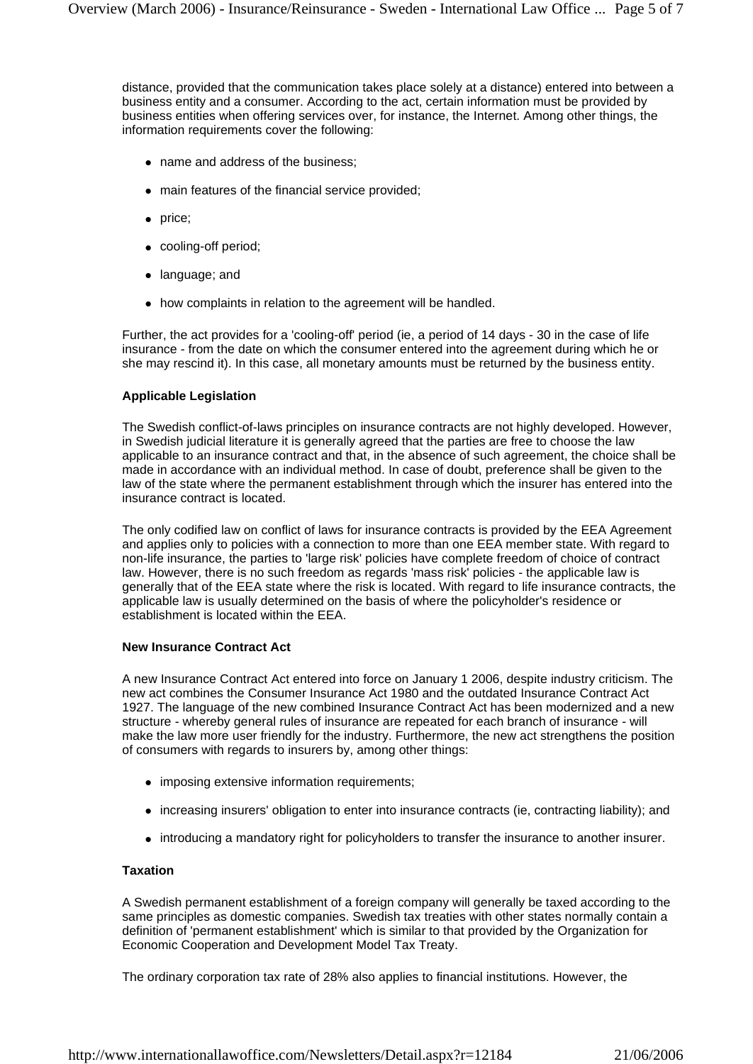distance, provided that the communication takes place solely at a distance) entered into between a business entity and a consumer. According to the act, certain information must be provided by business entities when offering services over, for instance, the Internet. Among other things, the information requirements cover the following:

- name and address of the business;
- main features of the financial service provided;
- price;
- cooling-off period;
- language; and
- how complaints in relation to the agreement will be handled.

Further, the act provides for a 'cooling-off' period (ie, a period of 14 days - 30 in the case of life insurance - from the date on which the consumer entered into the agreement during which he or she may rescind it). In this case, all monetary amounts must be returned by the business entity.

**Applicable Legislation**

The Swedish conflict-of-laws principles on insurance contracts are not highly developed. However, in Swedish judicial literature it is generally agreed that the parties are free to choose the law applicable to an insurance contract and that, in the absence of such agreement, the choice shall be made in accordance with an individual method. In case of doubt, preference shall be given to the law of the state where the permanent establishment through which the insurer has entered into the insurance contract is located.

The only codified law on conflict of laws for insurance contracts is provided by the EEA Agreement and applies only to policies with a connection to more than one EEA member state. With regard to non-life insurance, the parties to 'large risk' policies have complete freedom of choice of contract law. However, there is no such freedom as regards 'mass risk' policies - the applicable law is generally that of the EEA state where the risk is located. With regard to life insurance contracts, the applicable law is usually determined on the basis of where the policyholder's residence or establishment is located within the EEA.

**New Insurance Contract Act**

A new Insurance Contract Act entered into force on January 1 2006, despite industry criticism. The new act combines the Consumer Insurance Act 1980 and the outdated Insurance Contract Act 1927. The language of the new combined Insurance Contract Act has been modernized and a new structure - whereby general rules of insurance are repeated for each branch of insurance - will make the law more user friendly for the industry. Furthermore, the new act strengthens the position of consumers with regards to insurers by, among other things:

- imposing extensive information requirements;
- increasing insurers' obligation to enter into insurance contracts (ie, contracting liability); and
- introducing a mandatory right for policyholders to transfer the insurance to another insurer.

**Taxation**

A Swedish permanent establishment of a foreign company will generally be taxed according to the same principles as domestic companies. Swedish tax treaties with other states normally contain a definition of 'permanent establishment' which is similar to that provided by the Organization for Economic Cooperation and Development Model Tax Treaty.

The ordinary corporation tax rate of 28% also applies to financial institutions. However, the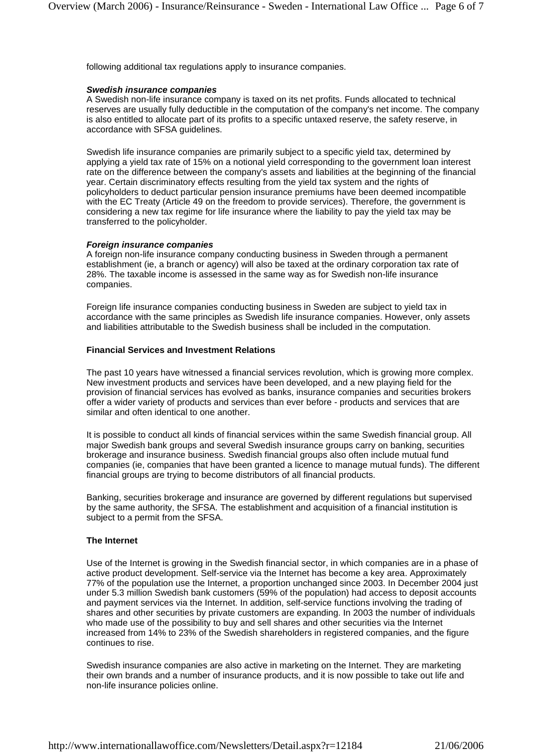following additional tax regulations apply to insurance companies.

***Swedish insurance companies***

A Swedish non-life insurance company is taxed on its net profits. Funds allocated to technical reserves are usually fully deductible in the computation of the company's net income. The company is also entitled to allocate part of its profits to a specific untaxed reserve, the safety reserve, in accordance with SFSA guidelines.

Swedish life insurance companies are primarily subject to a specific yield tax, determined by applying a yield tax rate of 15% on a notional yield corresponding to the government loan interest rate on the difference between the company's assets and liabilities at the beginning of the financial year. Certain discriminatory effects resulting from the yield tax system and the rights of policyholders to deduct particular pension insurance premiums have been deemed incompatible with the EC Treaty (Article 49 on the freedom to provide services). Therefore, the government is considering a new tax regime for life insurance where the liability to pay the yield tax may be transferred to the policyholder.

***Foreign insurance companies***

A foreign non-life insurance company conducting business in Sweden through a permanent establishment (ie, a branch or agency) will also be taxed at the ordinary corporation tax rate of 28%. The taxable income is assessed in the same way as for Swedish non-life insurance companies.

Foreign life insurance companies conducting business in Sweden are subject to yield tax in accordance with the same principles as Swedish life insurance companies. However, only assets and liabilities attributable to the Swedish business shall be included in the computation.

**Financial Services and Investment Relations**

The past 10 years have witnessed a financial services revolution, which is growing more complex. New investment products and services have been developed, and a new playing field for the provision of financial services has evolved as banks, insurance companies and securities brokers offer a wider variety of products and services than ever before - products and services that are similar and often identical to one another.

It is possible to conduct all kinds of financial services within the same Swedish financial group. All major Swedish bank groups and several Swedish insurance groups carry on banking, securities brokerage and insurance business. Swedish financial groups also often include mutual fund companies (ie, companies that have been granted a licence to manage mutual funds). The different financial groups are trying to become distributors of all financial products.

Banking, securities brokerage and insurance are governed by different regulations but supervised by the same authority, the SFSA. The establishment and acquisition of a financial institution is subject to a permit from the SFSA.

**The Internet**

Use of the Internet is growing in the Swedish financial sector, in which companies are in a phase of active product development. Self-service via the Internet has become a key area. Approximately 77% of the population use the Internet, a proportion unchanged since 2003. In December 2004 just under 5.3 million Swedish bank customers (59% of the population) had access to deposit accounts and payment services via the Internet. In addition, self-service functions involving the trading of shares and other securities by private customers are expanding. In 2003 the number of individuals who made use of the possibility to buy and sell shares and other securities via the Internet increased from 14% to 23% of the Swedish shareholders in registered companies, and the figure continues to rise.

Swedish insurance companies are also active in marketing on the Internet. They are marketing their own brands and a number of insurance products, and it is now possible to take out life and non-life insurance policies online.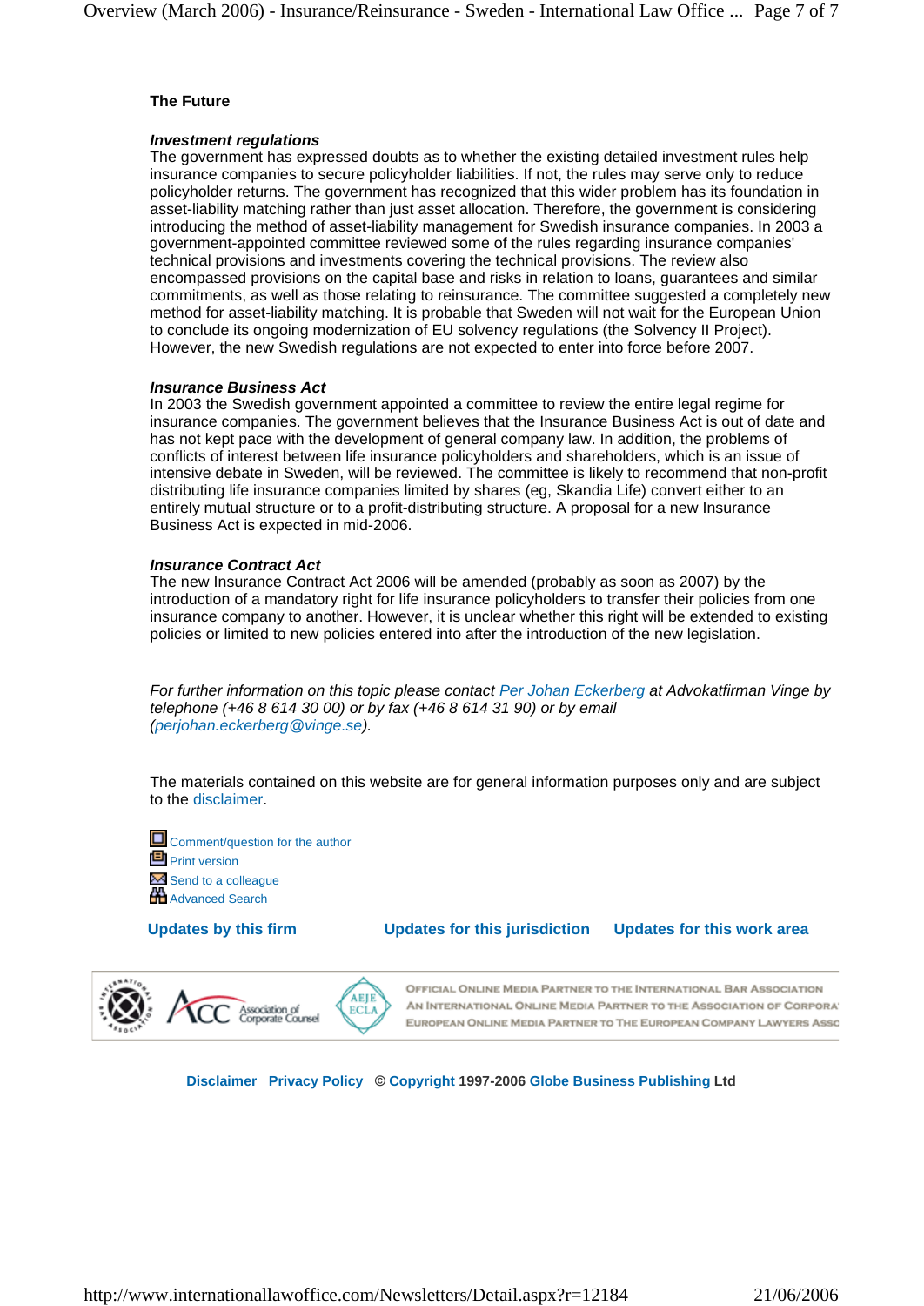## The Future

### *Investment regulations*

The government has expressed doubts as to whether the existing detailed investment rules help insurance companies to secure policyholder liabilities. If not, the rules may serve only to reduce policyholder returns. The government has recognized that this wider problem has its foundation in asset-liability matching rather than just asset allocation. Therefore, the government is considering introducing the method of asset-liability management for Swedish insurance companies. In 2003 a government-appointed committee reviewed some of the rules regarding insurance companies' technical provisions and investments covering the technical provisions. The review also encompassed provisions on the capital base and risks in relation to loans, guarantees and similar commitments, as well as those relating to reinsurance. The committee suggested a completely new method for asset-liability matching. It is probable that Sweden will not wait for the European Union to conclude its ongoing modernization of EU solvency regulations (the Solvency II Project). However, the new Swedish regulations are not expected to enter into force before 2007.

### *Insurance Business Act*

In 2003 the Swedish government appointed a committee to review the entire legal regime for insurance companies. The government believes that the Insurance Business Act is out of date and has not kept pace with the development of general company law. In addition, the problems of conflicts of interest between life insurance policyholders and shareholders, which is an issue of intensive debate in Sweden, will be reviewed. The committee is likely to recommend that non-profit distributing life insurance companies limited by shares (eg, Skandia Life) convert either to an entirely mutual structure or to a profit-distributing structure. A proposal for a new Insurance Business Act is expected in mid-2006.

### *Insurance Contract Act*

The new Insurance Contract Act 2006 will be amended (probably as soon as 2007) by the introduction of a mandatory right for life insurance policyholders to transfer their policies from one insurance company to another. However, it is unclear whether this right will be extended to existing policies or limited to new policies entered into after the introduction of the new legislation.

*For further information on this topic please contact Per Johan Eckerberg at Advokatfirman Vinge by telephone (+46 8 614 30 00) or by fax (+46 8 614 31 90) or by email (perjohan.eckerberg@vinge.se).*

The materials contained on this website are for general information purposes only and are subject to the disclaimer.

Comment/question for the author
Print version
Send to a colleague
Advanced Search

**Updates by this firm** **Updates for this jurisdiction** **Updates for this work area**

Official Online Media Partner to the International Bar Association
An International Online Media Partner to the Association of Corporate Counsel
European Online Media Partner to the European Company Lawyers Association

**Disclaimer** **Privacy Policy** **© Copyright 1997-2006 Globe Business Publishing Ltd**